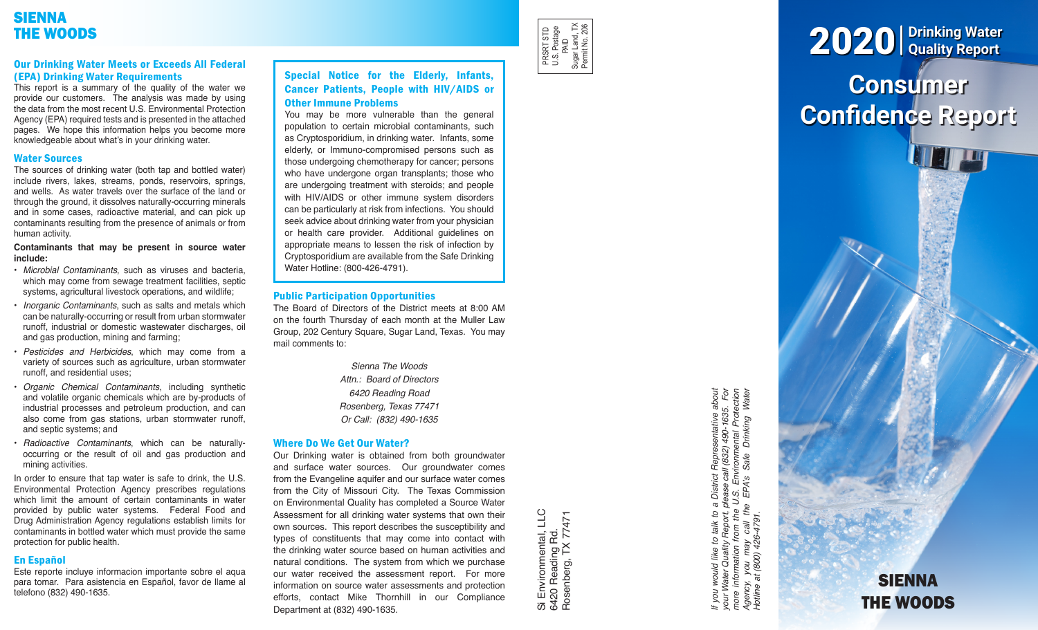# SIENNA THE WOODS

## Our Drinking Water Meets or Exceeds All Federal (EPA) Drinking Water Requirements

This report is a summary of the quality of the water we provide our customers. The analysis was made by using the data from the most recent U.S. Environmental Protection Agency (EPA) required tests and is presented in the attached pages. We hope this information helps you become more knowledgeable about what's in your drinking water.

## Water Sources

The sources of drinking water (both tap and bottled water) include rivers, lakes, streams, ponds, reservoirs, springs, and wells. As water travels over the surface of the land or through the ground, it dissolves naturally-occurring minerals and in some cases, radioactive material, and can pick up contaminants resulting from the presence of animals or from human activity.

**Contaminants that may be present in source water include:**

- *Microbial Contaminants*, such as viruses and bacteria, which may come from sewage treatment facilities, septic systems, agricultural livestock operations, and wildlife;
- *Inorganic Contaminants*, such as salts and metals which can be naturally-occurring or result from urban stormwater runoff, industrial or domestic wastewater discharges, oil and gas production, mining and farming;
- *Pesticides and Herbicides*, which may come from a variety of sources such as agriculture, urban stormwater runoff, and residential uses;
- *Organic Chemical Contaminants*, including synthetic and volatile organic chemicals which are by-products of industrial processes and petroleum production, and can also come from gas stations, urban stormwater runoff, and septic systems; and
- *Radioactive Contaminants*, which can be naturally-occurring or the result of oil and gas production and mining activities.

In order to ensure that tap water is safe to drink, the U.S. Environmental Protection Agency prescribes regulations which limit the amount of certain contaminants in water provided by public water systems. Federal Food and Drug Administration Agency regulations establish limits for contaminants in bottled water which must provide the same protection for public health.

## En Español

Este reporte incluye informacion importante sobre el aqua para tomar. Para asistencia en Español, favor de llame al telefono (832) 490-1635.

## Special Notice for the Elderly, Infants, Cancer Patients, People with HIV/AIDS or Other Immune Problems

You may be more vulnerable than the general population to certain microbial contaminants, such as Cryptosporidium, in drinking water. Infants, some elderly, or Immuno-compromised persons such as those undergoing chemotherapy for cancer; persons who have undergone organ transplants; those who are undergoing treatment with steroids; and people with HIV/AIDS or other immune system disorders can be particularly at risk from infections. You should seek advice about drinking water from your physician or health care provider. Additional guidelines on appropriate means to lessen the risk of infection by Cryptosporidium are available from the Safe Drinking Water Hotline: (800-426-4791).

## Public Participation Opportunities

The Board of Directors of the District meets at 8:00 AM on the fourth Thursday of each month at the Muller Law Group, 202 Century Square, Sugar Land, Texas. You may mail comments to:

*Sienna The Woods*
*Attn.: Board of Directors*
*6420 Reading Road*
*Rosenberg, Texas 77471*
*Or Call: (832) 490-1635*

## Where Do We Get Our Water?

Our Drinking water is obtained from both groundwater and surface water sources. Our groundwater comes from the Evangeline aquifer and our surface water comes from the City of Missouri City. The Texas Commission on Environmental Quality has completed a Source Water Assessment for all drinking water systems that own their own sources. This report describes the susceptibility and types of constituents that may come into contact with the drinking water source based on human activities and natural conditions. The system from which we purchase our water received the assessment report. For more information on source water assessments and protection efforts, contact Mike Thornhill in our Compliance Department at (832) 490-1635.

PRSRT STD
U.S. Postage
PAID
Sugar Land, TX
Permit No. 206

Si Environmental, LLC
6420 Reading Rd.
Rosenberg, TX 77471

*If you would like to talk to a District Representative about your Water Quality Report, please call (832) 490-1635. For more information from the U.S. Environmental Protection Agency, you may call the EPA's Safe Drinking Water Hotline at (800) 426-4791.*

# 2020 | Drinking Water Quality Report

# Consumer Confidence Report

SIENNA THE WOODS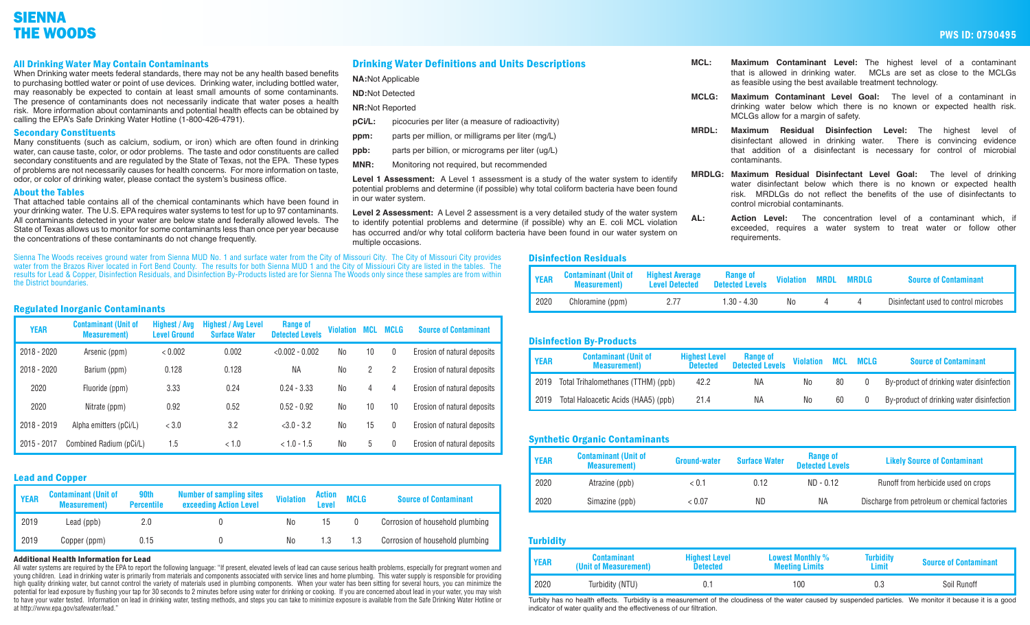# SIENNA THE WOODS

PWS ID: 0790495

## All Drinking Water May Contain Contaminants

When Drinking water meets federal standards, there may not be any health based benefits to purchasing bottled water or point of use devices. Drinking water, including bottled water, may reasonably be expected to contain at least small amounts of some contaminants. The presence of contaminants does not necessarily indicate that water poses a health risk. More information about contaminants and potential health effects can be obtained by calling the EPA's Safe Drinking Water Hotline (1-800-426-4791).

## Secondary Constituents

Many constituents (such as calcium, sodium, or iron) which are often found in drinking water, can cause taste, color, or odor problems. The taste and odor constituents are called secondary constituents and are regulated by the State of Texas, not the EPA. These types of problems are not necessarily causes for health concerns. For more information on taste, odor, or color of drinking water, please contact the system's business office.

## About the Tables

That attached table contains all of the chemical contaminants which have been found in your drinking water. The U.S. EPA requires water systems to test for up to 97 contaminants. All contaminants detected in your water are below state and federally allowed levels. The State of Texas allows us to monitor for some contaminants less than once per year because the concentrations of these contaminants do not change frequently.

## Drinking Water Definitions and Units Descriptions

**NA:** Not Applicable

**ND:** Not Detected

**NR:** Not Reported

**pCi/L:** picocuries per liter (a measure of radioactivity)

**ppm:** parts per million, or milligrams per liter (mg/L)

**ppb:** parts per billion, or micrograms per liter (ug/L)

**MNR:** Monitoring not required, but recommended

**Level 1 Assessment:** A Level 1 assessment is a study of the water system to identify potential problems and determine (if possible) why total coliform bacteria have been found in our water system.

**Level 2 Assessment:** A Level 2 assessment is a very detailed study of the water system to identify potential problems and determine (if possible) why an E. coli MCL violation has occurred and/or why total coliform bacteria have been found in our water system on multiple occasions.

**MCL:** **Maximum Contaminant Level:** The highest level of a contaminant that is allowed in drinking water. MCLs are set as close to the MCLGs as feasible using the best available treatment technology.

**MCLG:** **Maximum Contaminant Level Goal:** The level of a contaminant in drinking water below which there is no known or expected health risk. MCLGs allow for a margin of safety.

**MRDL:** **Maximum Residual Disinfection Level:** The highest level of disinfectant allowed in drinking water. There is convincing evidence that addition of a disinfectant is necessary for control of microbial contaminants.

**MRDLG:** **Maximum Residual Disinfectant Level Goal:** The level of drinking water disinfectant below which there is no known or expected health risk. MRDLGs do not reflect the benefits of the use of disinfectants to control microbial contaminants.

**AL:** **Action Level:** The concentration level of a contaminant which, if exceeded, requires a water system to treat water or follow other requirements.

Sienna The Woods receives ground water from Sienna MUD No. 1 and surface water from the City of Missouri City. The City of Missouri City provides water from the Brazos River located in Fort Bend County. The results for both Sienna MUD 1 and the City of Missiouri City are listed in the tables. The results for Lead & Copper, Disinfection Residuals, and Disinfection By-Products listed are for Sienna The Woods only since these samples are from within the District boundaries.

## Regulated Inorganic Contaminants

| YEAR | Contaminant (Unit of Measurement) | Highest / Avg Level Ground | Highest / Avg Level Surface Water | Range of Detected Levels | Violation | MCL | MCLG | Source of Contaminant |
|---|---|---|---|---|---|---|---|---|
| 2018 - 2020 | Arsenic (ppm) | < 0.002 | 0.002 | <0.002 - 0.002 | No | 10 | 0 | Erosion of natural deposits |
| 2018 - 2020 | Barium (ppm) | 0.128 | 0.128 | NA | No | 2 | 2 | Erosion of natural deposits |
| 2020 | Fluoride (ppm) | 3.33 | 0.24 | 0.24 - 3.33 | No | 4 | 4 | Erosion of natural deposits |
| 2020 | Nitrate (ppm) | 0.92 | 0.52 | 0.52 - 0.92 | No | 10 | 10 | Erosion of natural deposits |
| 2018 - 2019 | Alpha emitters (pCi/L) | < 3.0 | 3.2 | <3.0 - 3.2 | No | 15 | 0 | Erosion of natural deposits |
| 2015 - 2017 | Combined Radium (pCi/L) | 1.5 | < 1.0 | < 1.0 - 1.5 | No | 5 | 0 | Erosion of natural deposits |

## Lead and Copper

| YEAR | Contaminant (Unit of Measurement) | 90th Percentile | Number of sampling sites exceeding Action Level | Violation | Action Level | MCLG | Source of Contaminant |
|---|---|---|---|---|---|---|---|
| 2019 | Lead (ppb) | 2.0 | 0 | No | 15 | 0 | Corrosion of household plumbing |
| 2019 | Copper (ppm) | 0.15 | 0 | No | 1.3 | 1.3 | Corrosion of household plumbing |

### Additional Health Information for Lead

All water systems are required by the EPA to report the following language: "If present, elevated levels of lead can cause serious health problems, especially for pregnant women and young children. Lead in drinking water is primarily from materials and components associated with service lines and home plumbing. This water supply is responsible for providing high quality drinking water, but cannot control the variety of materials used in plumbing components. When your water has been sitting for several hours, you can minimize the potential for lead exposure by flushing your tap for 30 seconds to 2 minutes before using water for drinking or cooking. If you are concerned about lead in your water, you may wish to have your water tested. Information on lead in drinking water, testing methods, and steps you can take to minimize exposure is available from the Safe Drinking Water Hotline or at http://www.epa.gov/safewater/lead."

## Disinfection Residuals

| YEAR | Contaminant (Unit of Measurement) | Highest Average Level Detected | Range of Detected Levels | Violation | MRDL | MRDLG | Source of Contaminant |
|---|---|---|---|---|---|---|---|
| 2020 | Chloramine (ppm) | 2.77 | 1.30 - 4.30 | No | 4 | 4 | Disinfectant used to control microbes |

## Disinfection By-Products

| YEAR | Contaminant (Unit of Measurement) | Highest Level Detected | Range of Detected Levels | Violation | MCL | MCLG | Source of Contaminant |
|---|---|---|---|---|---|---|---|
| 2019 | Total Trihalomethanes (TTHM) (ppb) | 42.2 | NA | No | 80 | 0 | By-product of drinking water disinfection |
| 2019 | Total Haloacetic Acids (HAA5) (ppb) | 21.4 | NA | No | 60 | 0 | By-product of drinking water disinfection |

## Synthetic Organic Contaminants

| YEAR | Contaminant (Unit of Measurement) | Ground-water | Surface Water | Range of Detected Levels | Likely Source of Contaminant |
|---|---|---|---|---|---|
| 2020 | Atrazine (ppb) | < 0.1 | 0.12 | ND - 0.12 | Runoff from herbicide used on crops |
| 2020 | Simazine (ppb) | < 0.07 | ND | NA | Discharge from petroleum or chemical factories |

## Turbidity

| YEAR | Contaminant (Unit of Measurement) | Highest Level Detected | Lowest Monthly % Meeting Limits | Turbidity Limit | Source of Contaminant |
|---|---|---|---|---|---|
| 2020 | Turbidity (NTU) | 0.1 | 100 | 0.3 | Soil Runoff |

Turbity has no health effects. Turbidity is a measurement of the cloudiness of the water caused by suspended particles. We monitor it because it is a good indicator of water quality and the effectiveness of our filtration.